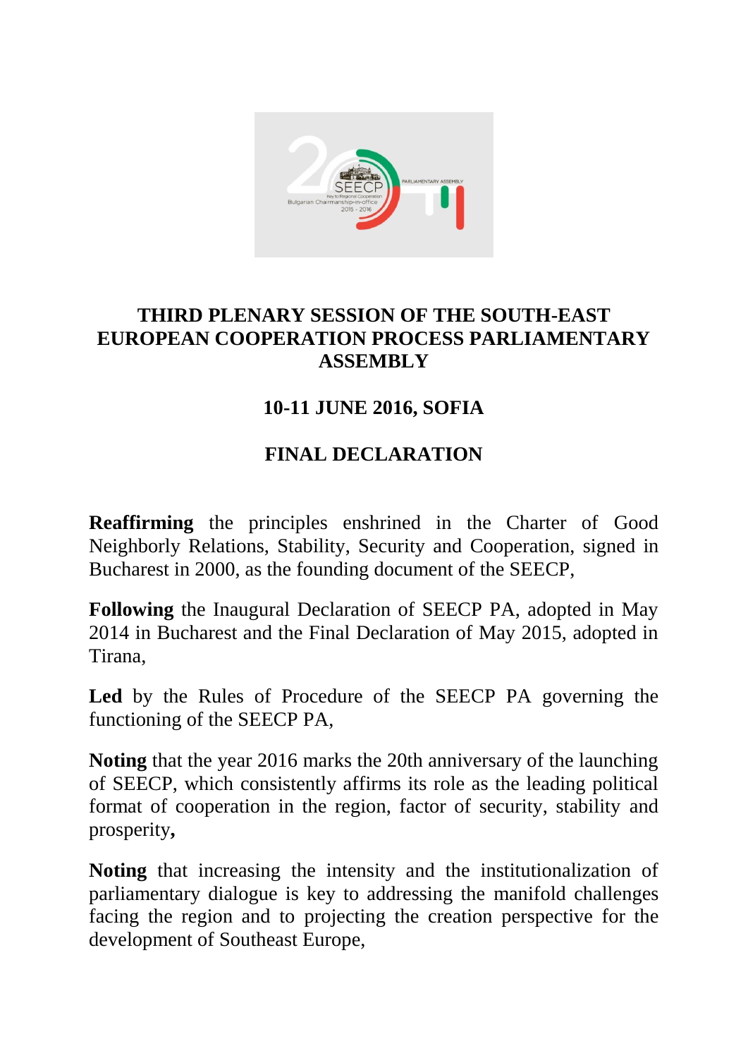# THIRD PLENARY SESSION OF THE SOUTH-EAST EUROPEAN COOPERATION PROCESS PARLIAMENTARY ASSEMBLY

## 10-11 JUNE 2016, SOFIA

## FINAL DECLARATION

**Reaffirming** the principles enshrined in the Charter of Good Neighborly Relations, Stability, Security and Cooperation, signed in Bucharest in 2000, as the founding document of the SEECP,

**Following** the Inaugural Declaration of SEECP PA, adopted in May 2014 in Bucharest and the Final Declaration of May 2015, adopted in Tirana,

**Led** by the Rules of Procedure of the SEECP PA governing the functioning of the SEECP PA,

**Noting** that the year 2016 marks the 20th anniversary of the launching of SEECP, which consistently affirms its role as the leading political format of cooperation in the region, factor of security, stability and prosperity**,**

**Noting** that increasing the intensity and the institutionalization of parliamentary dialogue is key to addressing the manifold challenges facing the region and to projecting the creation perspective for the development of Southeast Europe,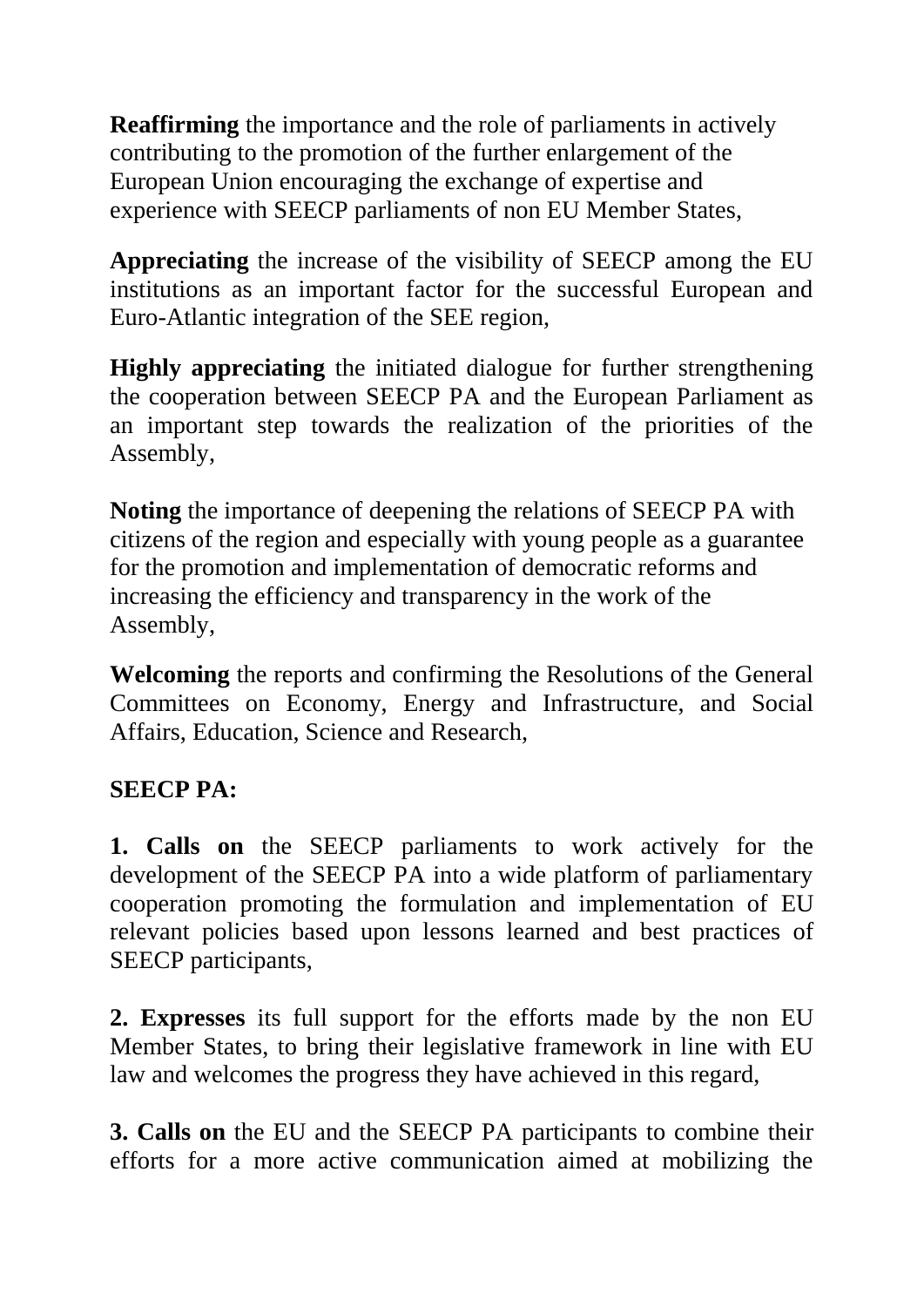**Reaffirming** the importance and the role of parliaments in actively contributing to the promotion of the further enlargement of the European Union encouraging the exchange of expertise and experience with SEECP parliaments of non EU Member States,

**Appreciating** the increase of the visibility of SEECP among the EU institutions as an important factor for the successful European and Euro-Atlantic integration of the SEE region,

**Highly appreciating** the initiated dialogue for further strengthening the cooperation between SEECP PA and the European Parliament as an important step towards the realization of the priorities of the Assembly,

**Noting** the importance of deepening the relations of SEECP PA with citizens of the region and especially with young people as a guarantee for the promotion and implementation of democratic reforms and increasing the efficiency and transparency in the work of the Assembly,

**Welcoming** the reports and confirming the Resolutions of the General Committees on Economy, Energy and Infrastructure, and Social Affairs, Education, Science and Research,

**SEECP PA:**

**1. Calls on** the SEECP parliaments to work actively for the development of the SEECP PA into a wide platform of parliamentary cooperation promoting the formulation and implementation of EU relevant policies based upon lessons learned and best practices of SEECP participants,

**2. Expresses** its full support for the efforts made by the non EU Member States, to bring their legislative framework in line with EU law and welcomes the progress they have achieved in this regard,

**3. Calls on** the EU and the SEECP PA participants to combine their efforts for a more active communication aimed at mobilizing the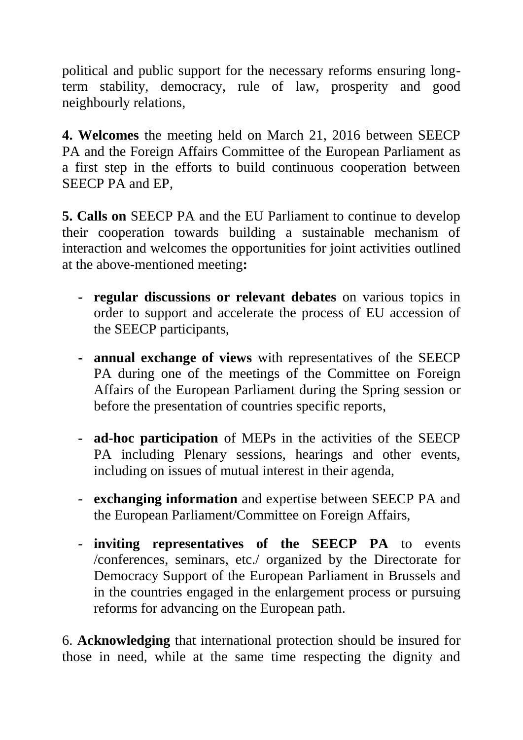political and public support for the necessary reforms ensuring long-term stability, democracy, rule of law, prosperity and good neighbourly relations,

**4. Welcomes** the meeting held on March 21, 2016 between SEECP PA and the Foreign Affairs Committee of the European Parliament as a first step in the efforts to build continuous cooperation between SEECP PA and EP,

**5. Calls on** SEECP PA and the EU Parliament to continue to develop their cooperation towards building a sustainable mechanism of interaction and welcomes the opportunities for joint activities outlined at the above-mentioned meeting**:**

- **regular discussions or relevant debates** on various topics in order to support and accelerate the process of EU accession of the SEECP participants,

- **annual exchange of views** with representatives of the SEECP PA during one of the meetings of the Committee on Foreign Affairs of the European Parliament during the Spring session or before the presentation of countries specific reports,

- **ad-hoc participation** of MEPs in the activities of the SEECP PA including Plenary sessions, hearings and other events, including on issues of mutual interest in their agenda,

- **exchanging information** and expertise between SEECP PA and the European Parliament/Committee on Foreign Affairs,

- **inviting representatives of the SEECP PA** to events /conferences, seminars, etc./ organized by the Directorate for Democracy Support of the European Parliament in Brussels and in the countries engaged in the enlargement process or pursuing reforms for advancing on the European path.

6. **Acknowledging** that international protection should be insured for those in need, while at the same time respecting the dignity and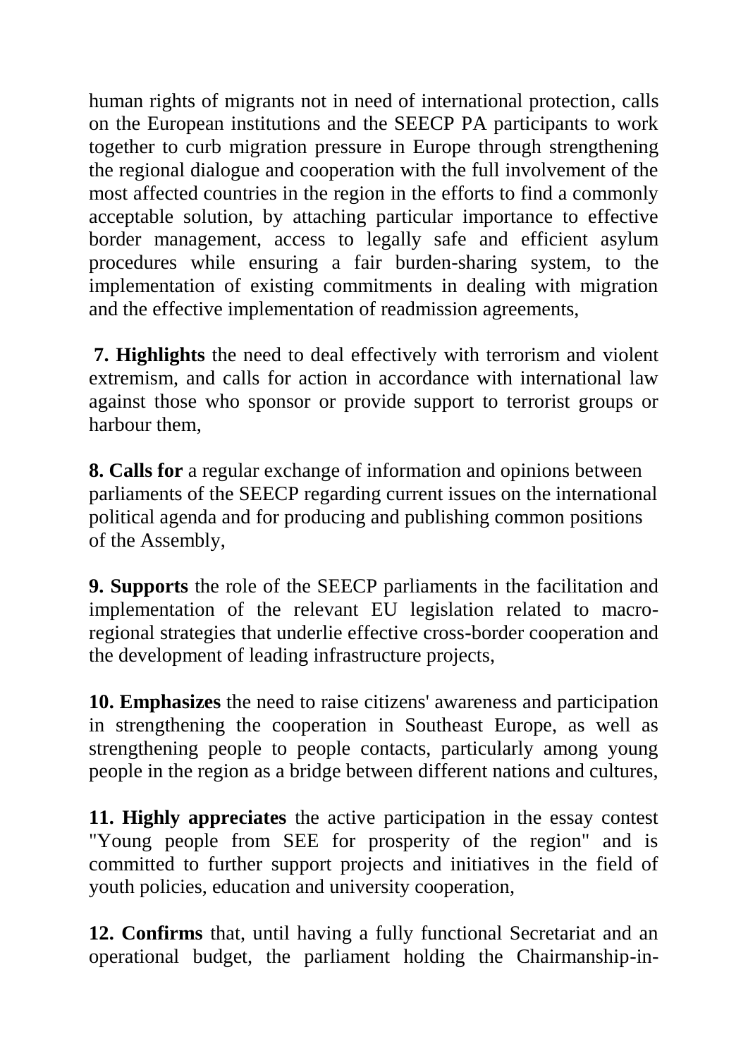human rights of migrants not in need of international protection, calls on the European institutions and the SEECP PA participants to work together to curb migration pressure in Europe through strengthening the regional dialogue and cooperation with the full involvement of the most affected countries in the region in the efforts to find a commonly acceptable solution, by attaching particular importance to effective border management, access to legally safe and efficient asylum procedures while ensuring a fair burden-sharing system, to the implementation of existing commitments in dealing with migration and the effective implementation of readmission agreements,

**7. Highlights** the need to deal effectively with terrorism and violent extremism, and calls for action in accordance with international law against those who sponsor or provide support to terrorist groups or harbour them,

**8. Calls for** a regular exchange of information and opinions between parliaments of the SEECP regarding current issues on the international political agenda and for producing and publishing common positions of the Assembly,

**9. Supports** the role of the SEECP parliaments in the facilitation and implementation of the relevant EU legislation related to macro-regional strategies that underlie effective cross-border cooperation and the development of leading infrastructure projects,

**10. Emphasizes** the need to raise citizens' awareness and participation in strengthening the cooperation in Southeast Europe, as well as strengthening people to people contacts, particularly among young people in the region as a bridge between different nations and cultures,

**11. Highly appreciates** the active participation in the essay contest "Young people from SEE for prosperity of the region" and is committed to further support projects and initiatives in the field of youth policies, education and university cooperation,

**12. Confirms** that, until having a fully functional Secretariat and an operational budget, the parliament holding the Chairmanship-in-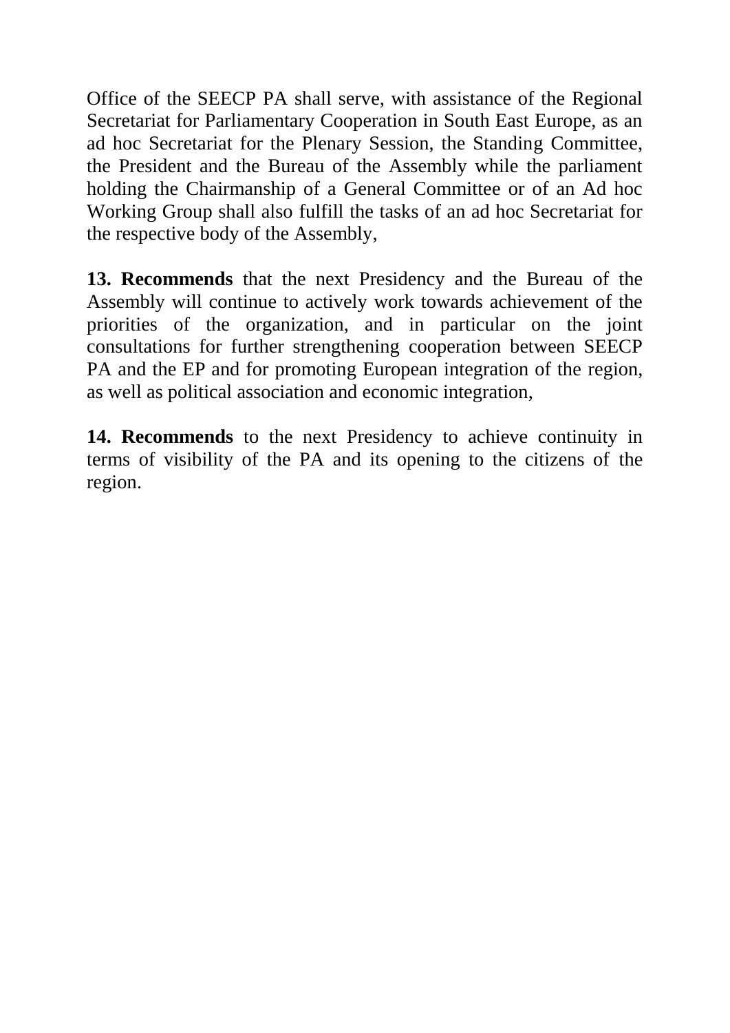Office of the SEECP PA shall serve, with assistance of the Regional Secretariat for Parliamentary Cooperation in South East Europe, as an ad hoc Secretariat for the Plenary Session, the Standing Committee, the President and the Bureau of the Assembly while the parliament holding the Chairmanship of a General Committee or of an Ad hoc Working Group shall also fulfill the tasks of an ad hoc Secretariat for the respective body of the Assembly,

**13. Recommends** that the next Presidency and the Bureau of the Assembly will continue to actively work towards achievement of the priorities of the organization, and in particular on the joint consultations for further strengthening cooperation between SEECP PA and the EP and for promoting European integration of the region, as well as political association and economic integration,

**14. Recommends** to the next Presidency to achieve continuity in terms of visibility of the PA and its opening to the citizens of the region.